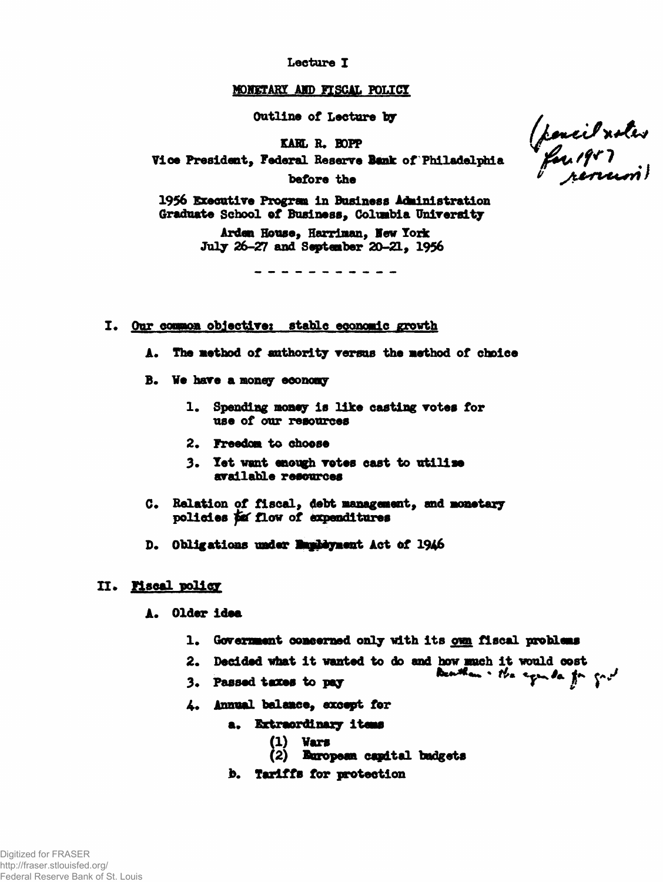Lecture I

MONETARY AND FISCAL POLICY

Outline of Lecture by

KARL R. BOPP

Vice President, Federal Reserve Bank of Philadelphia

before the

1956 Executive Program in Business Administration
Graduate School of Business, Columbia University

Arden House, Harriman, New York
July 26-27 and September 20-21, 1956

(pencil notes for 1957 revision)

- - - - - - - - - - -

## I. Our common objective: stable economic growth

A. The method of authority versus the method of choice

B. We have a money economy

1. Spending money is like casting votes for use of our resources
2. Freedom to choose
3. Yet want enough votes cast to utilize available resources

C. Relation of fiscal, debt management, and monetary policies for flow of expenditures

D. Obligations under Employment Act of 1946

## II. Fiscal policy

A. Older idea

1. Government concerned only with its *own* fiscal problems
2. Decided what it wanted to do and how much it would cost
3. Passed taxes to pay

   Bentham - the agenda for govt

4. Annual balance, except for
   - a. Extraordinary items
     - (1) Wars
     - (2) European capital budgets
   - b. Tariffs for protection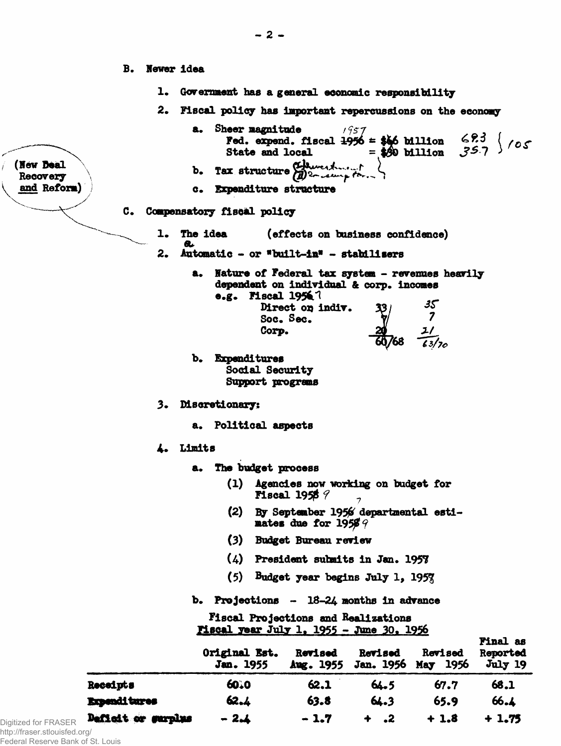B. **Newer idea**

1. Government has a general economic responsibility
2. Fiscal policy has important repercussions on the economy
   a. Sheer magnitude
      Fed. expend. fiscal ~~1956~~ 1957 = $~~66~~ billion 68.3
      State and local = $~~30~~ billion 35.7 } 105
   b. Tax structure (I) investment (II) consumption
   c. Expenditure structure

(New Deal Recovery and Reform)

C. **Compensatory fiscal policy**

1. The idea (effects on business confidence)
2. Automatic - or "built-in" - stabilizers
   a. Nature of Federal tax system - revenues heavily dependent on individual & corp. incomes
      e.g. Fiscal 195~~6~~7

      | | | |
      |---|---|---|
      | Direct on indiv. | ~~33~~ | 35 |
      | Soc. Sec. | ~~7~~ | 7 |
      | Corp. | ~~20~~ | 21 |
      | | ~~60~~/68 | 63/70 |

   b. Expenditures
      Social Security
      Support programs
3. Discretionary:
   a. Political aspects
4. Limits
   a. The budget process
      (1) Agencies now working on budget for Fiscal 195~~8~~ 9
      (2) By September 195~~6~~ 7 departmental estimates due for 195~~8~~ 9
      (3) Budget Bureau review
      (4) President submits in Jan. 195~~7~~
      (5) Budget year begins July 1, 195~~8~~
   b. Projections - 18-24 months in advance

Fiscal Projections and Realizations
Fiscal year July 1, 1955 - June 30, 1956

| | Original Est. Jan. 1955 | Revised Aug. 1955 | Revised Jan. 1956 | Revised May 1956 | Final as Reported July 19 |
|---|---|---|---|---|---|
| Receipts | 60.0 | 62.1 | 64.5 | 67.7 | 68.1 |
| Expenditures | 62.4 | 63.8 | 64.3 | 65.9 | 66.4 |
| Deficit or surplus | - 2.4 | - 1.7 | + .2 | + 1.8 | + 1.75 |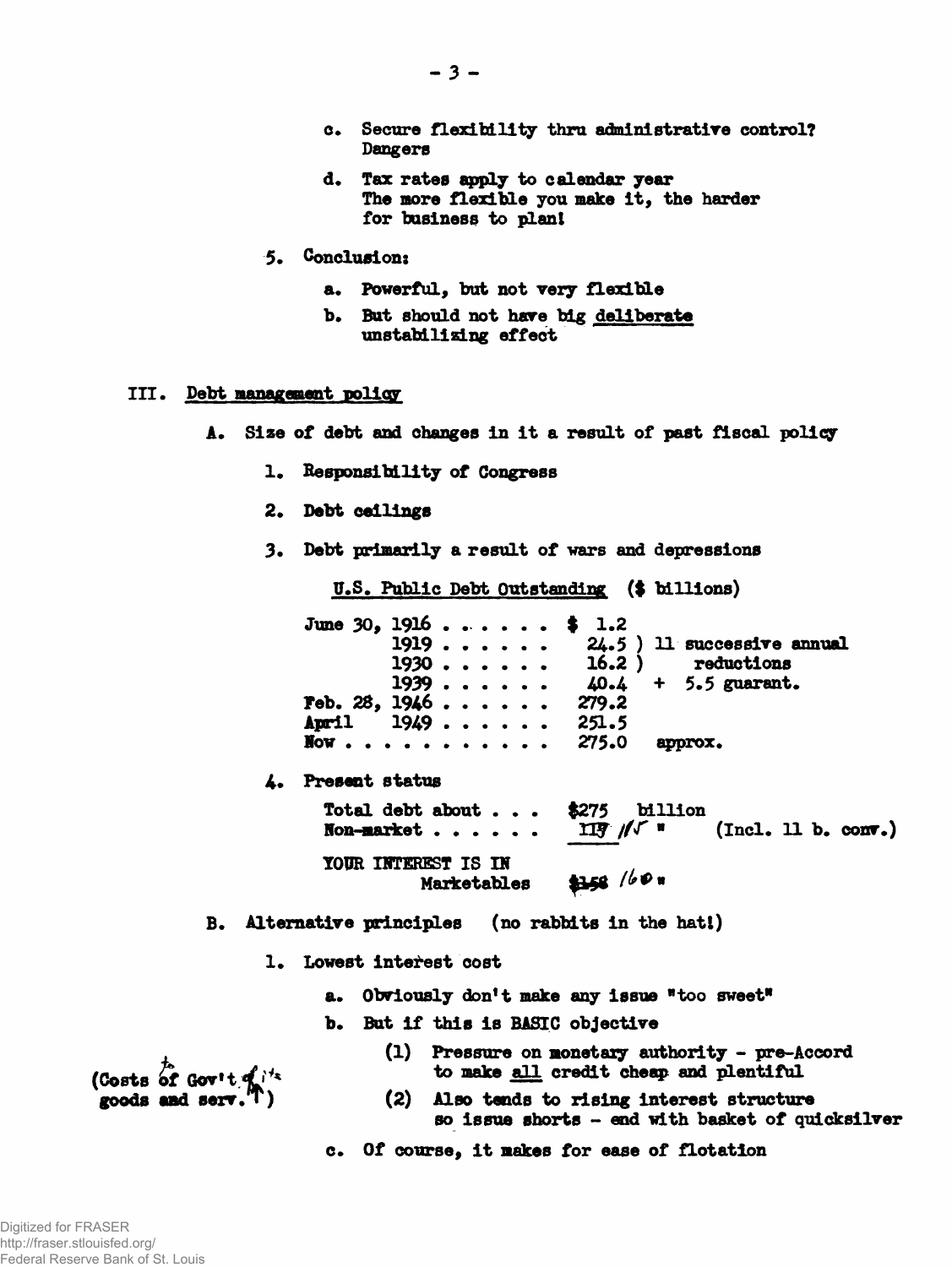c. Secure flexibility thru administrative control? Dangers

d. Tax rates apply to calendar year
   The more flexible you make it, the harder for business to plan!

5. Conclusion:

   a. Powerful, but not very flexible

   b. But should not have big deliberate unstabilizing effect

## III. Debt management policy

A. Size of debt and changes in it a result of past fiscal policy

1. Responsibility of Congress

2. Debt ceilings

3. Debt primarily a result of wars and depressions

U.S. Public Debt Outstanding ($ billions)

| | | |
|---|---|---|
| June 30, 1916 . . . . . . . | $ 1.2 | |
| 1919 . . . . . . . | 24.5 ) | 11 successive annual |
| 1930 . . . . . . . | 16.2 ) | reductions |
| 1939 . . . . . . . | 40.4 | + 5.5 guarant. |
| Feb. 28, 1946 . . . . . . . | 279.2 | |
| April 1949 . . . . . . . | 251.5 | |
| Now . . . . . . . . . . . . | 275.0 | approx. |

4. Present status

| | | |
|---|---|---|
| Total debt about . . . | $275 billion | |
| Non-market . . . . . . | ~~117~~ 115 " | (Incl. 11 b. conv.) |
| YOUR INTEREST IS IN Marketables | ~~$158~~ 160 " | |

B. Alternative principles (no rabbits in the hat!)

1. Lowest interest cost

   a. Obviously don't make any issue "too sweet"

   b. But if this is BASIC objective

      (1) Pressure on monetary authority - pre-Accord to make all credit cheap and plentiful

      (Costs to Gov't of its goods and serv. ↑)

      (2) Also tends to rising interest structure so issue shorts - end with basket of quicksilver

   c. Of course, it makes for ease of flotation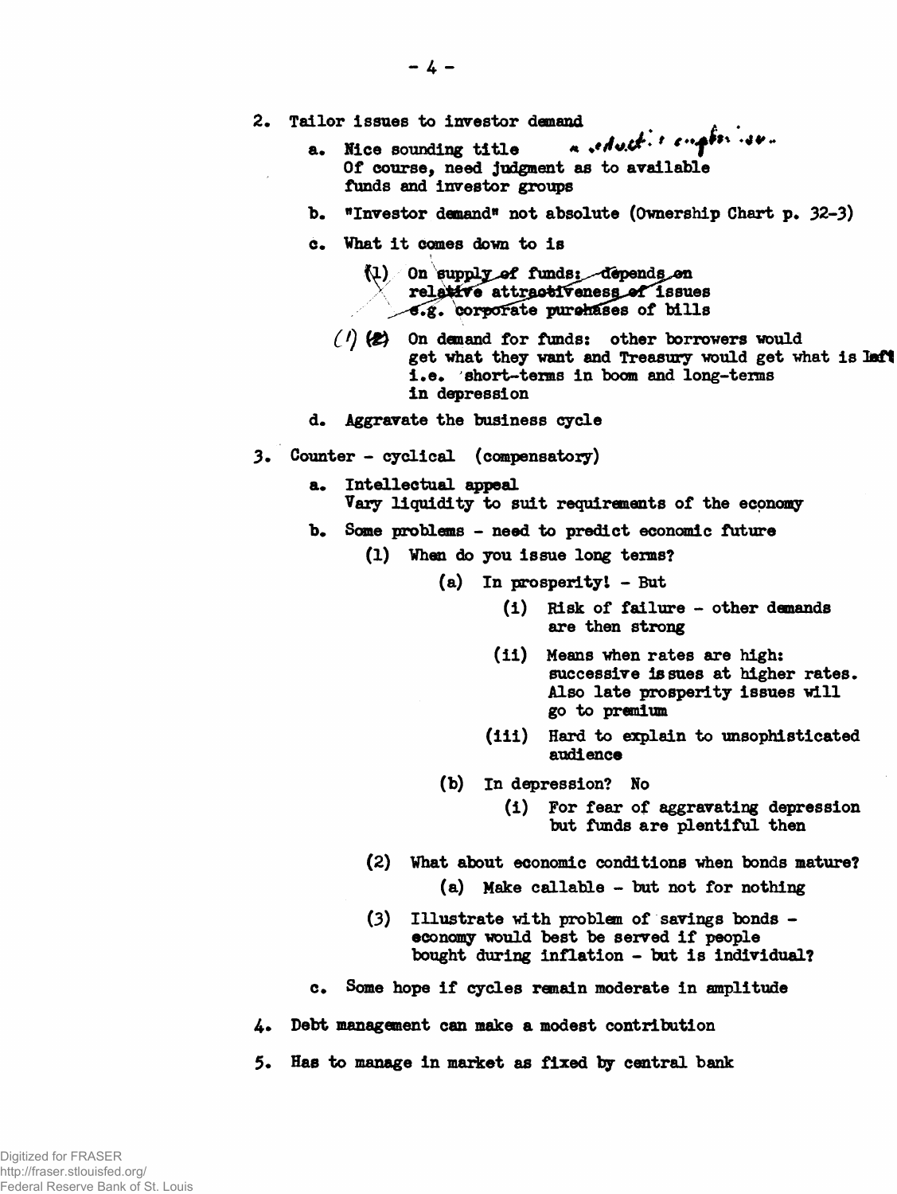2. Tailor issues to investor demand

   a. Nice sounding title — a reduction of emphasis.
      Of course, need judgment as to available funds and investor groups

   b. "Investor demand" not absolute (Ownership Chart p. 32-3)

   c. What it comes down to is

      ~~(1) On supply of funds: depends on relative attractiveness of issues e.g. corporate purchases of bills~~

      (1) ~~(2)~~ On demand for funds: other borrowers would get what they want and Treasury would get what is left i.e. short-terms in boom and long-terms in depression

   d. Aggravate the business cycle

3. Counter - cyclical (compensatory)

   a. Intellectual appeal
      Vary liquidity to suit requirements of the economy

   b. Some problems - need to predict economic future

      (1) When do you issue long terms?

         (a) In prosperity! - But

            (i) Risk of failure - other demands are then strong

            (ii) Means when rates are high: successive issues at higher rates. Also late prosperity issues will go to premium

            (iii) Hard to explain to unsophisticated audience

         (b) In depression? No

            (i) For fear of aggravating depression but funds are plentiful then

      (2) What about economic conditions when bonds mature?

         (a) Make callable - but not for nothing

      (3) Illustrate with problem of savings bonds - economy would best be served if people bought during inflation - but is individual?

   c. Some hope if cycles remain moderate in amplitude

4. Debt management can make a modest contribution

5. Has to manage in market as fixed by central bank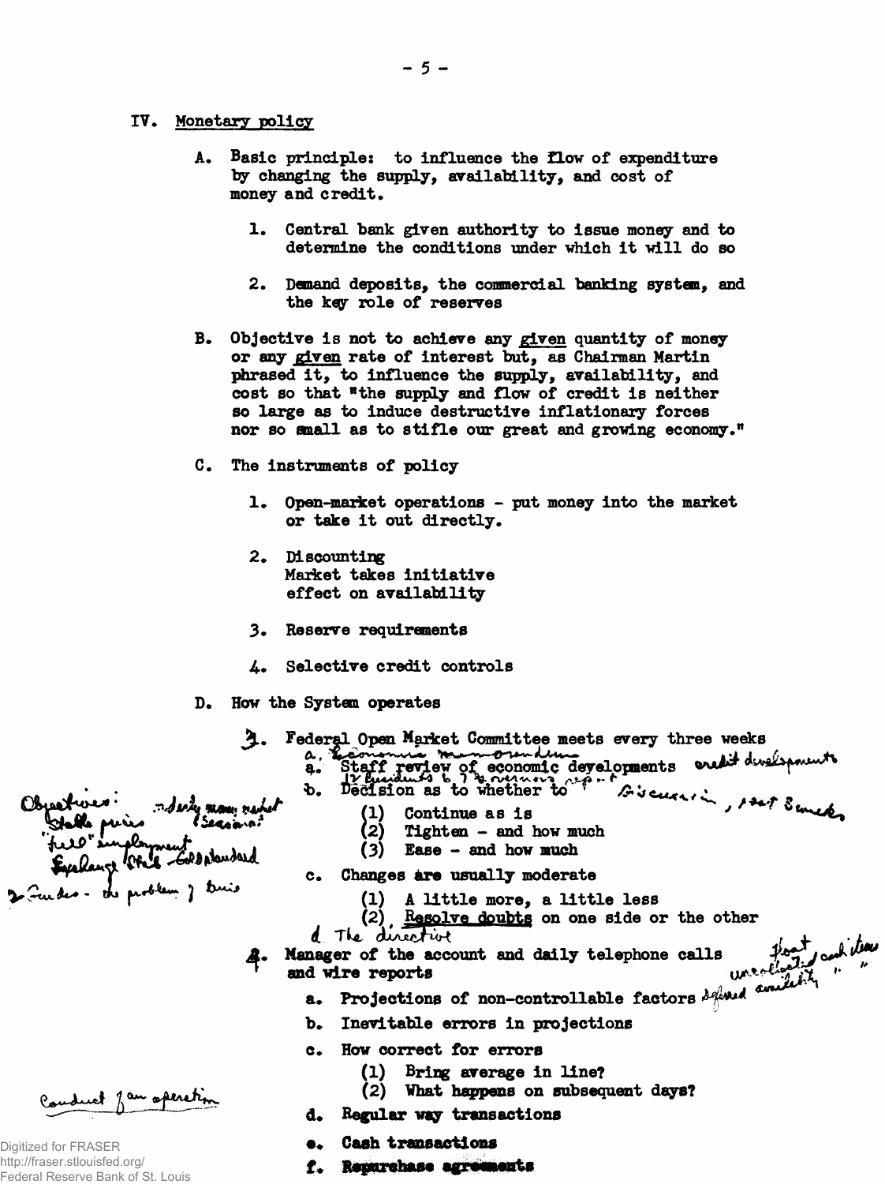## IV. Monetary policy

A. Basic principle: to influence the flow of expenditure by changing the supply, availability, and cost of money and credit.

1. Central bank given authority to issue money and to determine the conditions under which it will do so

2. Demand deposits, the commercial banking system, and the key role of reserves

B. Objective is not to achieve any *given* quantity of money or any *given* rate of interest but, as Chairman Martin phrased it, to influence the supply, availability, and cost so that "the supply and flow of credit is neither so large as to induce destructive inflationary forces nor so small as to stifle our great and growing economy."

C. The instruments of policy

1. Open-market operations - put money into the market or take it out directly.

2. Discounting
   Market takes initiative
   effect on availability

3. Reserve requirements

4. Selective credit controls

D. How the System operates

Objectives: orderly money market (seasonal), stable prices, "full" employment, Exchange stab. - Gold standard
2 Funds - the problem of bias

1. Federal Open Market Committee meets every three weeks
   a. Economic memorandum
   a. Staff review of economic developments credit developments
      12 Presidents to 7 governors report
   b. Decision as to whether to — Discussion, past 3 weeks
      (1) Continue as is
      (2) Tighten - and how much
      (3) Ease - and how much
   c. Changes are usually moderate
      (1) A little more, a little less
      (2) Resolve doubts on one side or the other
   d. The directive

2. Manager of the account and daily telephone calls and wire reports — float, uncollected cash items, deferred availability
   a. Projections of non-controllable factors
   b. Inevitable errors in projections
   c. How correct for errors
      (1) Bring average in line?
      (2) What happens on subsequent days?
   d. Regular way transactions
   e. Cash transactions
   f. Repurchase agreements

Conduct of an operation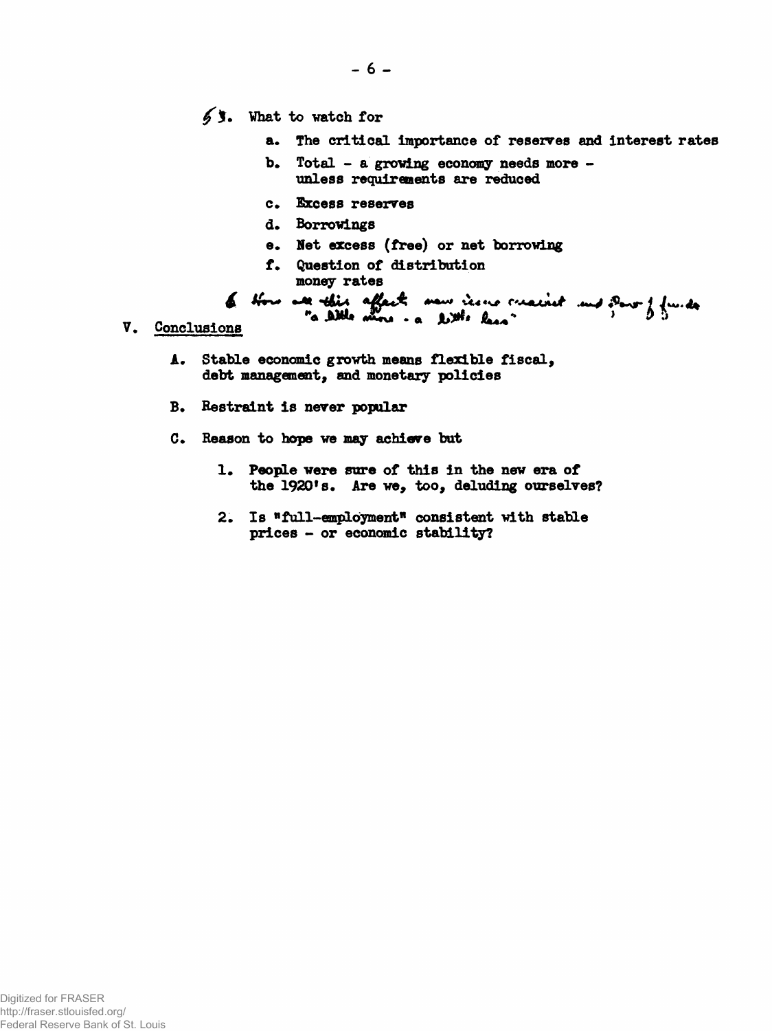5. What to watch for

   a. The critical importance of reserves and interest rates

   b. Total - a growing economy needs more - unless requirements are reduced

   c. Excess reserves

   d. Borrowings

   e. Net excess (free) or net borrowing

   f. Question of distribution money rates

6 How all this affects new issue market and flow of funds "a little more - a little less"

## V. Conclusions

A. Stable economic growth means flexible fiscal, debt management, and monetary policies

B. Restraint is never popular

C. Reason to hope we may achieve but

   1. People were sure of this in the new era of the 1920's. Are we, too, deluding ourselves?

   2. Is "full-employment" consistent with stable prices - or economic stability?